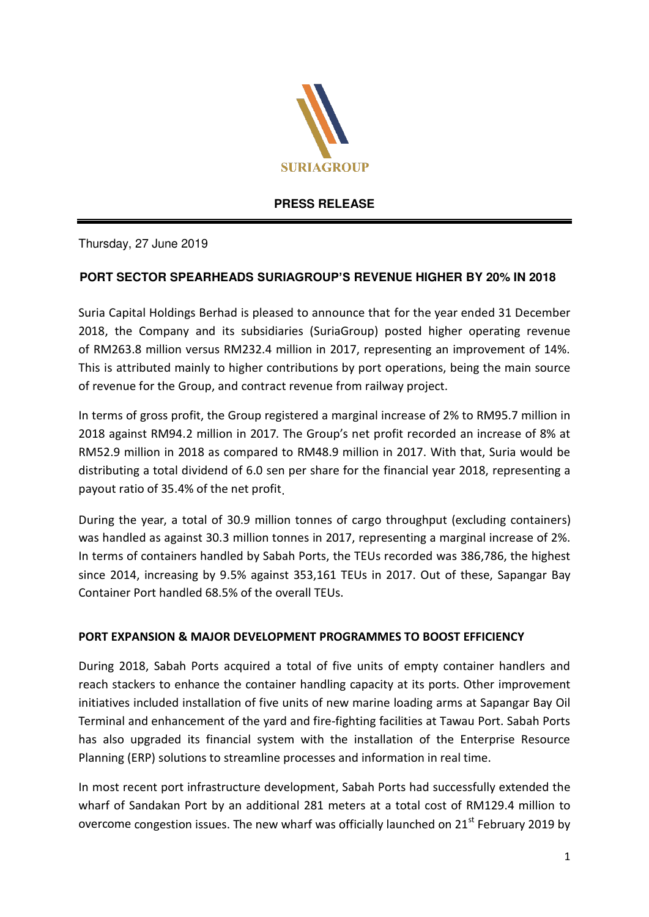SURIAGROUP

**PRESS RELEASE**

Thursday, 27 June 2019

**PORT SECTOR SPEARHEADS SURIAGROUP'S REVENUE HIGHER BY 20% IN 2018**

Suria Capital Holdings Berhad is pleased to announce that for the year ended 31 December 2018, the Company and its subsidiaries (SuriaGroup) posted higher operating revenue of RM263.8 million versus RM232.4 million in 2017, representing an improvement of 14%. This is attributed mainly to higher contributions by port operations, being the main source of revenue for the Group, and contract revenue from railway project.

In terms of gross profit, the Group registered a marginal increase of 2% to RM95.7 million in 2018 against RM94.2 million in 2017. The Group's net profit recorded an increase of 8% at RM52.9 million in 2018 as compared to RM48.9 million in 2017. With that, Suria would be distributing a total dividend of 6.0 sen per share for the financial year 2018, representing a payout ratio of 35.4% of the net profit.

During the year, a total of 30.9 million tonnes of cargo throughput (excluding containers) was handled as against 30.3 million tonnes in 2017, representing a marginal increase of 2%. In terms of containers handled by Sabah Ports, the TEUs recorded was 386,786, the highest since 2014, increasing by 9.5% against 353,161 TEUs in 2017. Out of these, Sapangar Bay Container Port handled 68.5% of the overall TEUs.

**PORT EXPANSION & MAJOR DEVELOPMENT PROGRAMMES TO BOOST EFFICIENCY**

During 2018, Sabah Ports acquired a total of five units of empty container handlers and reach stackers to enhance the container handling capacity at its ports. Other improvement initiatives included installation of five units of new marine loading arms at Sapangar Bay Oil Terminal and enhancement of the yard and fire-fighting facilities at Tawau Port. Sabah Ports has also upgraded its financial system with the installation of the Enterprise Resource Planning (ERP) solutions to streamline processes and information in real time.

In most recent port infrastructure development, Sabah Ports had successfully extended the wharf of Sandakan Port by an additional 281 meters at a total cost of RM129.4 million to overcome congestion issues. The new wharf was officially launched on 21st February 2019 by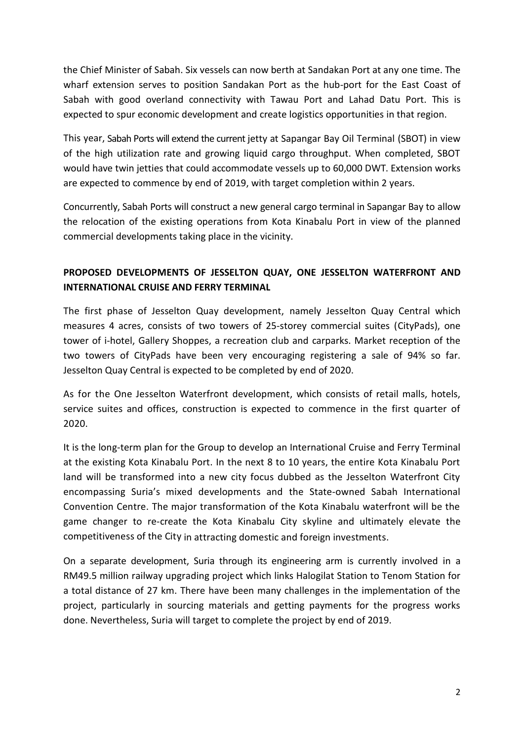the Chief Minister of Sabah. Six vessels can now berth at Sandakan Port at any one time. The wharf extension serves to position Sandakan Port as the hub-port for the East Coast of Sabah with good overland connectivity with Tawau Port and Lahad Datu Port. This is expected to spur economic development and create logistics opportunities in that region.

This year, Sabah Ports will extend the current jetty at Sapangar Bay Oil Terminal (SBOT) in view of the high utilization rate and growing liquid cargo throughput. When completed, SBOT would have twin jetties that could accommodate vessels up to 60,000 DWT. Extension works are expected to commence by end of 2019, with target completion within 2 years.

Concurrently, Sabah Ports will construct a new general cargo terminal in Sapangar Bay to allow the relocation of the existing operations from Kota Kinabalu Port in view of the planned commercial developments taking place in the vicinity.

**PROPOSED DEVELOPMENTS OF JESSELTON QUAY, ONE JESSELTON WATERFRONT AND INTERNATIONAL CRUISE AND FERRY TERMINAL**

The first phase of Jesselton Quay development, namely Jesselton Quay Central which measures 4 acres, consists of two towers of 25-storey commercial suites (CityPads), one tower of i-hotel, Gallery Shoppes, a recreation club and carparks. Market reception of the two towers of CityPads have been very encouraging registering a sale of 94% so far. Jesselton Quay Central is expected to be completed by end of 2020.

As for the One Jesselton Waterfront development, which consists of retail malls, hotels, service suites and offices, construction is expected to commence in the first quarter of 2020.

It is the long-term plan for the Group to develop an International Cruise and Ferry Terminal at the existing Kota Kinabalu Port. In the next 8 to 10 years, the entire Kota Kinabalu Port land will be transformed into a new city focus dubbed as the Jesselton Waterfront City encompassing Suria's mixed developments and the State-owned Sabah International Convention Centre. The major transformation of the Kota Kinabalu waterfront will be the game changer to re-create the Kota Kinabalu City skyline and ultimately elevate the competitiveness of the City in attracting domestic and foreign investments.

On a separate development, Suria through its engineering arm is currently involved in a RM49.5 million railway upgrading project which links Halogilat Station to Tenom Station for a total distance of 27 km. There have been many challenges in the implementation of the project, particularly in sourcing materials and getting payments for the progress works done. Nevertheless, Suria will target to complete the project by end of 2019.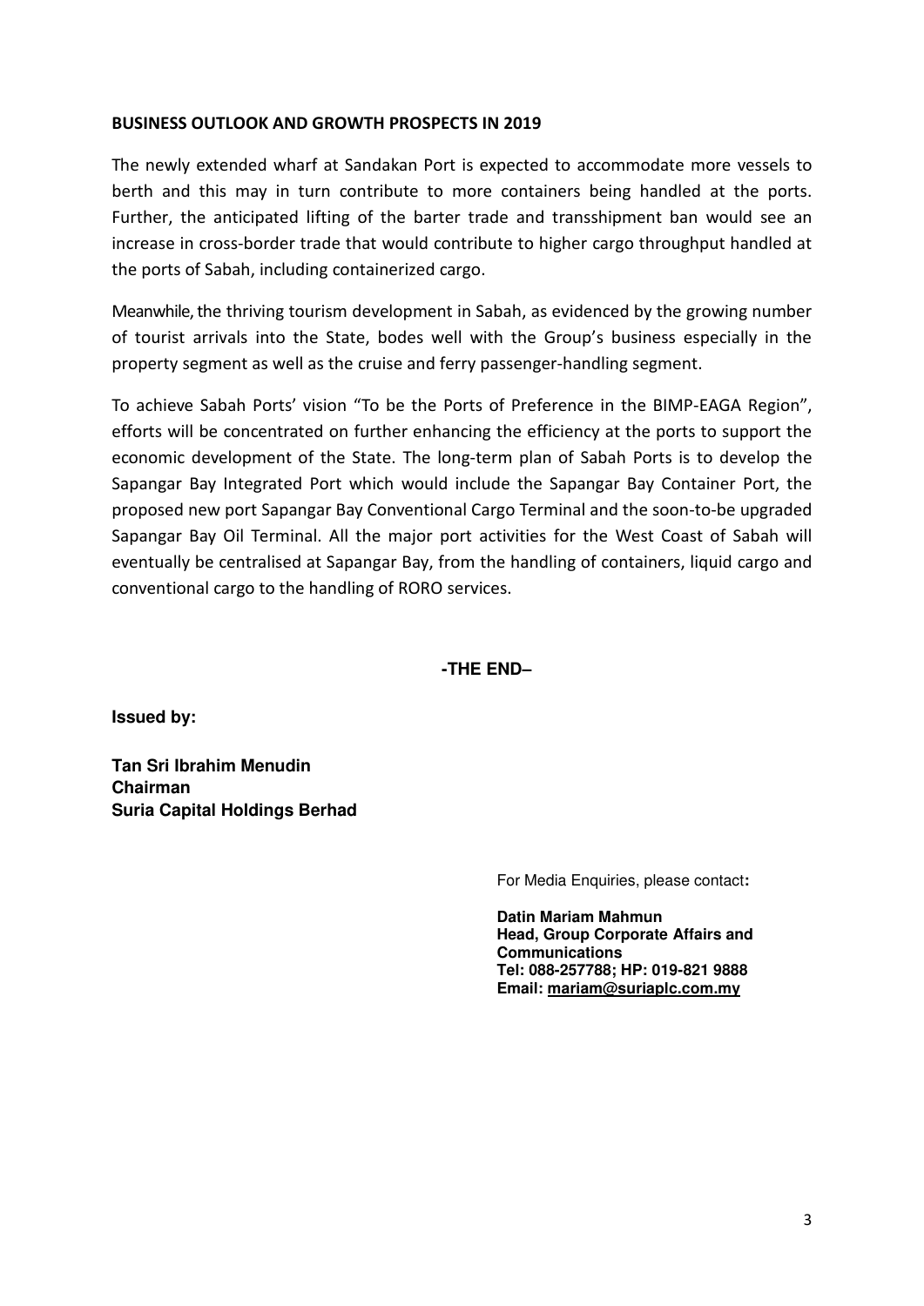**BUSINESS OUTLOOK AND GROWTH PROSPECTS IN 2019**

The newly extended wharf at Sandakan Port is expected to accommodate more vessels to berth and this may in turn contribute to more containers being handled at the ports. Further, the anticipated lifting of the barter trade and transshipment ban would see an increase in cross-border trade that would contribute to higher cargo throughput handled at the ports of Sabah, including containerized cargo.

Meanwhile, the thriving tourism development in Sabah, as evidenced by the growing number of tourist arrivals into the State, bodes well with the Group's business especially in the property segment as well as the cruise and ferry passenger-handling segment.

To achieve Sabah Ports' vision "To be the Ports of Preference in the BIMP-EAGA Region", efforts will be concentrated on further enhancing the efficiency at the ports to support the economic development of the State. The long-term plan of Sabah Ports is to develop the Sapangar Bay Integrated Port which would include the Sapangar Bay Container Port, the proposed new port Sapangar Bay Conventional Cargo Terminal and the soon-to-be upgraded Sapangar Bay Oil Terminal. All the major port activities for the West Coast of Sabah will eventually be centralised at Sapangar Bay, from the handling of containers, liquid cargo and conventional cargo to the handling of RORO services.

**-THE END–**

**Issued by:**

**Tan Sri Ibrahim Menudin**
**Chairman**
**Suria Capital Holdings Berhad**

For Media Enquiries, please contact**:**

**Datin Mariam Mahmun**
**Head, Group Corporate Affairs and Communications**
**Tel: 088-257788; HP: 019-821 9888**
**Email: mariam@suriaplc.com.my**